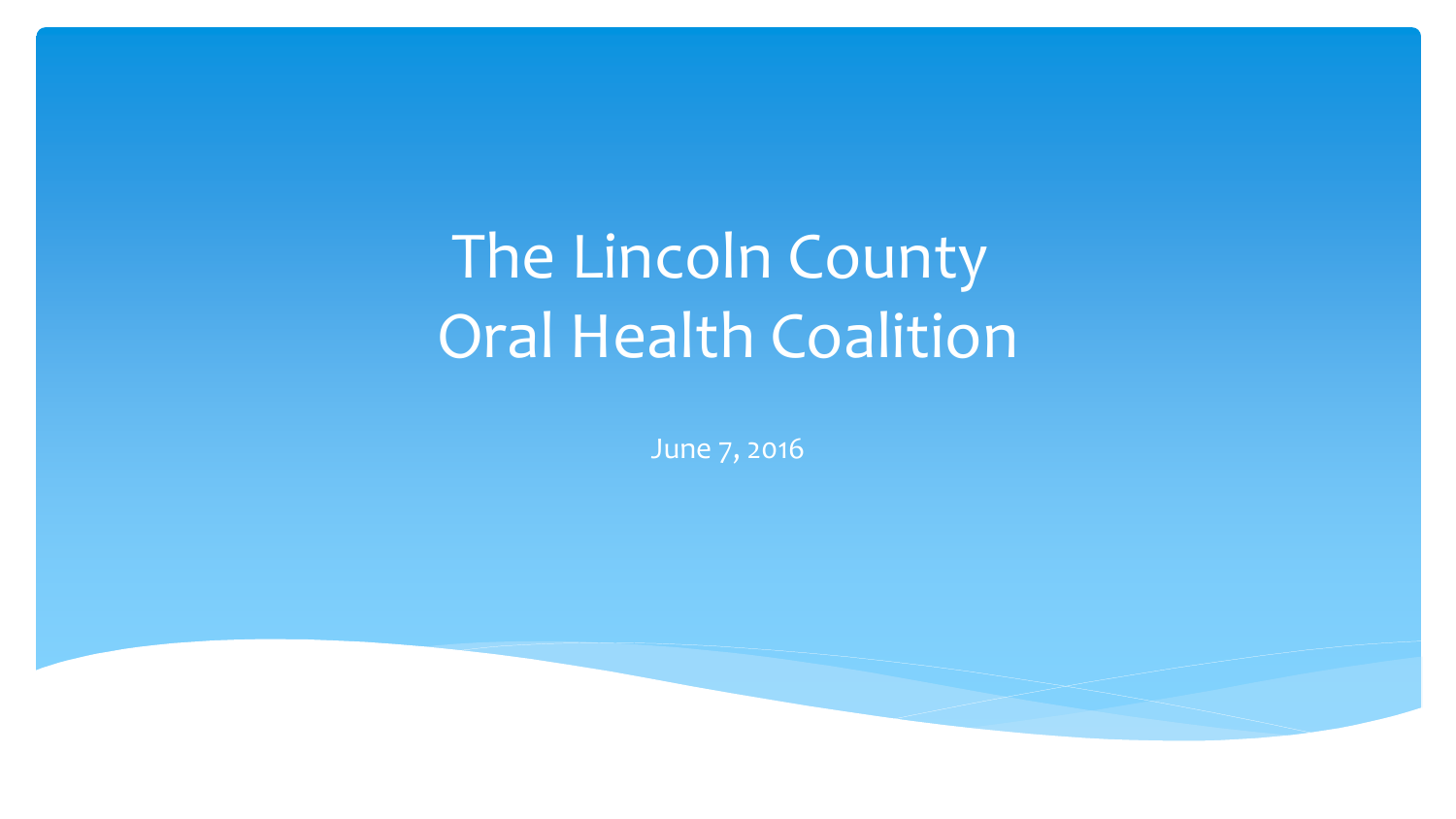# The Lincoln County Oral Health Coalition

June 7, 2016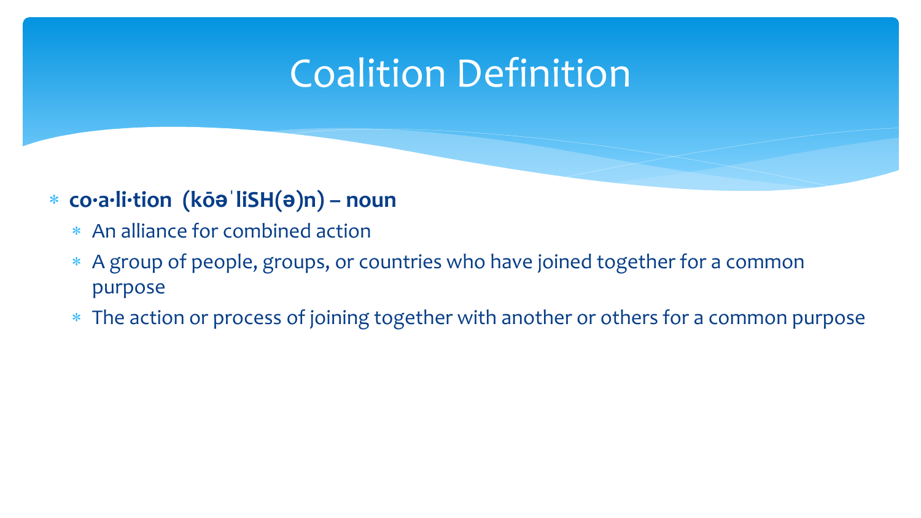# Coalition Definition

- **co·a·li·tion (kōəˈliSH(ə)n) – noun**
  - An alliance for combined action
  - A group of people, groups, or countries who have joined together for a common purpose
  - The action or process of joining together with another or others for a common purpose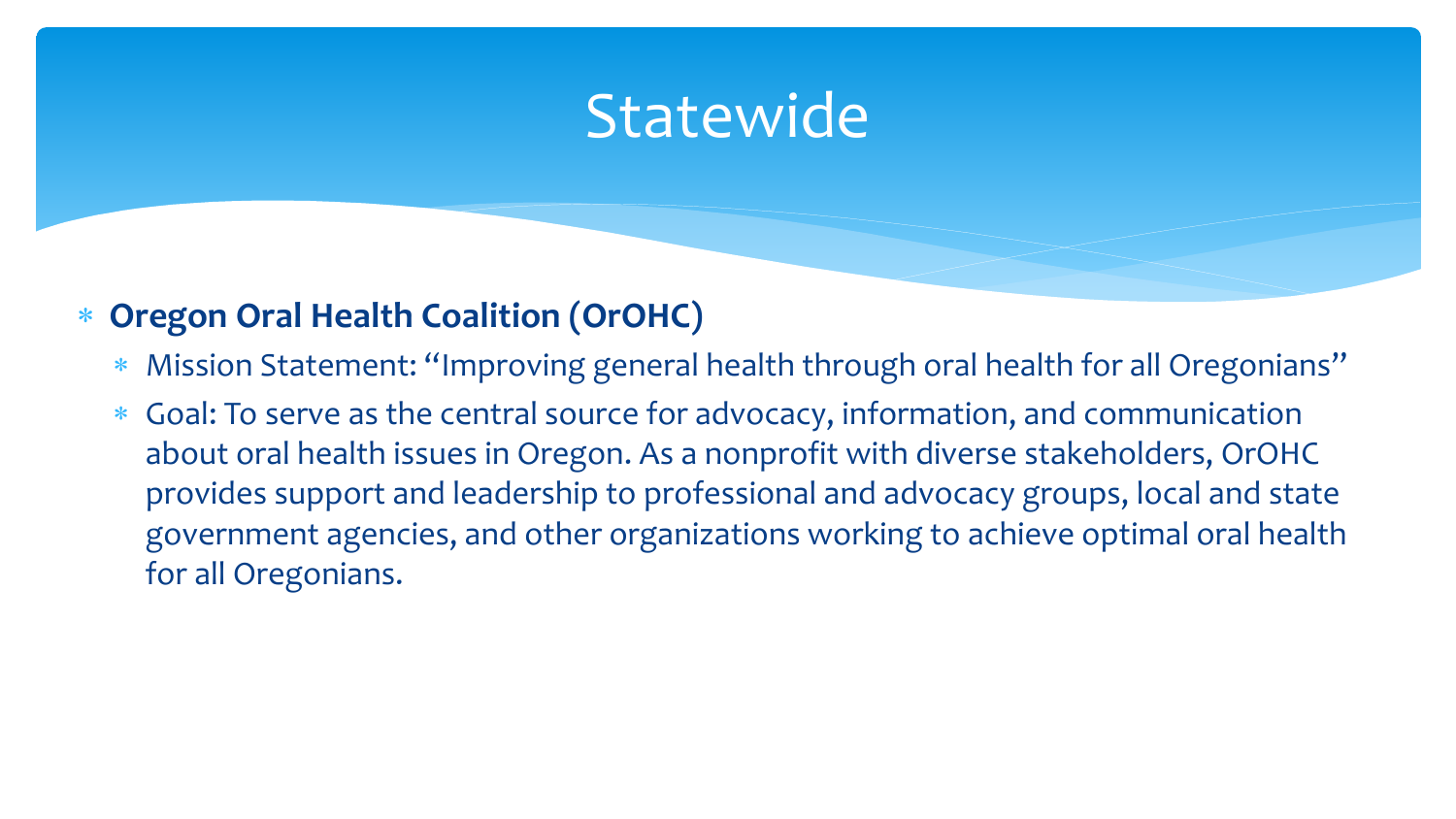# Statewide

- **Oregon Oral Health Coalition (OrOHC)**
  - Mission Statement: "Improving general health through oral health for all Oregonians"
  - Goal: To serve as the central source for advocacy, information, and communication about oral health issues in Oregon. As a nonprofit with diverse stakeholders, OrOHC provides support and leadership to professional and advocacy groups, local and state government agencies, and other organizations working to achieve optimal oral health for all Oregonians.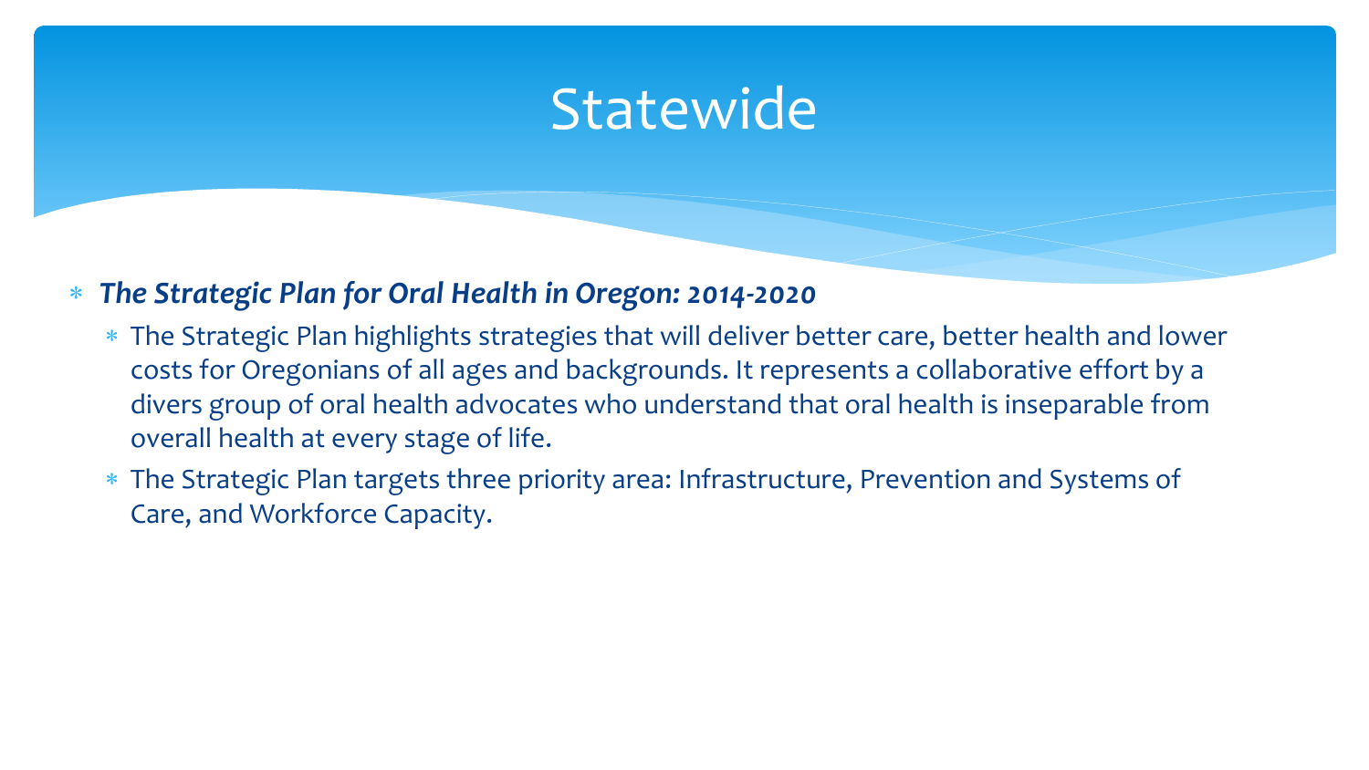# Statewide

- ***The Strategic Plan for Oral Health in Oregon: 2014-2020***
  - The Strategic Plan highlights strategies that will deliver better care, better health and lower costs for Oregonians of all ages and backgrounds. It represents a collaborative effort by a divers group of oral health advocates who understand that oral health is inseparable from overall health at every stage of life.
  - The Strategic Plan targets three priority area: Infrastructure, Prevention and Systems of Care, and Workforce Capacity.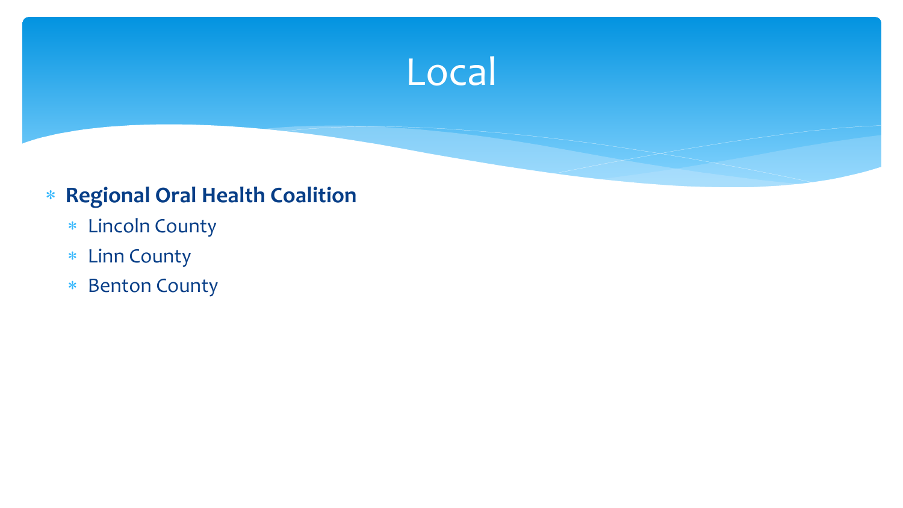# Local

- **Regional Oral Health Coalition**
  - Lincoln County
  - Linn County
  - Benton County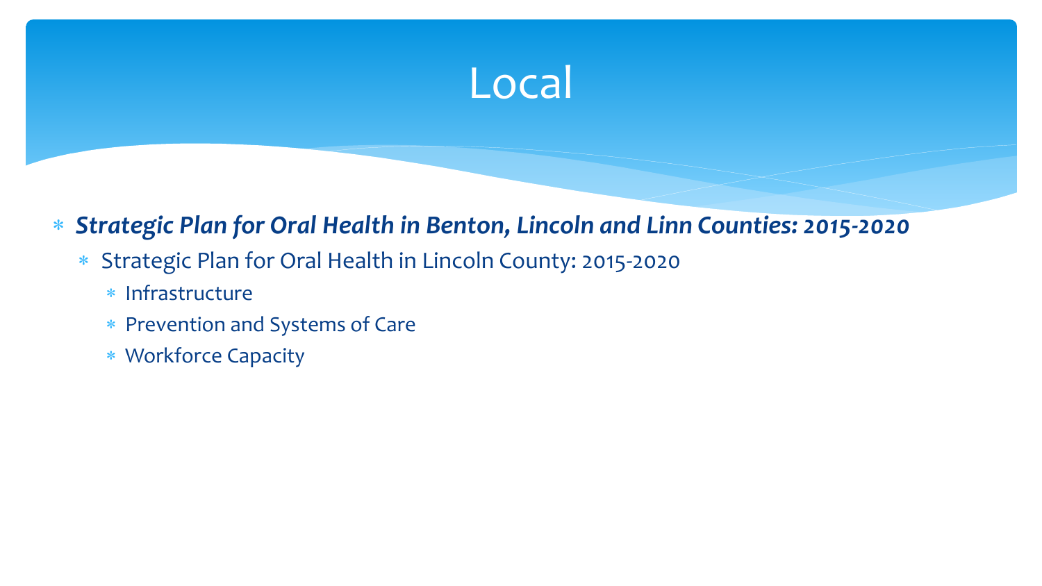# Local

- ***Strategic Plan for Oral Health in Benton, Lincoln and Linn Counties: 2015-2020***
  - Strategic Plan for Oral Health in Lincoln County: 2015-2020
    - Infrastructure
    - Prevention and Systems of Care
    - Workforce Capacity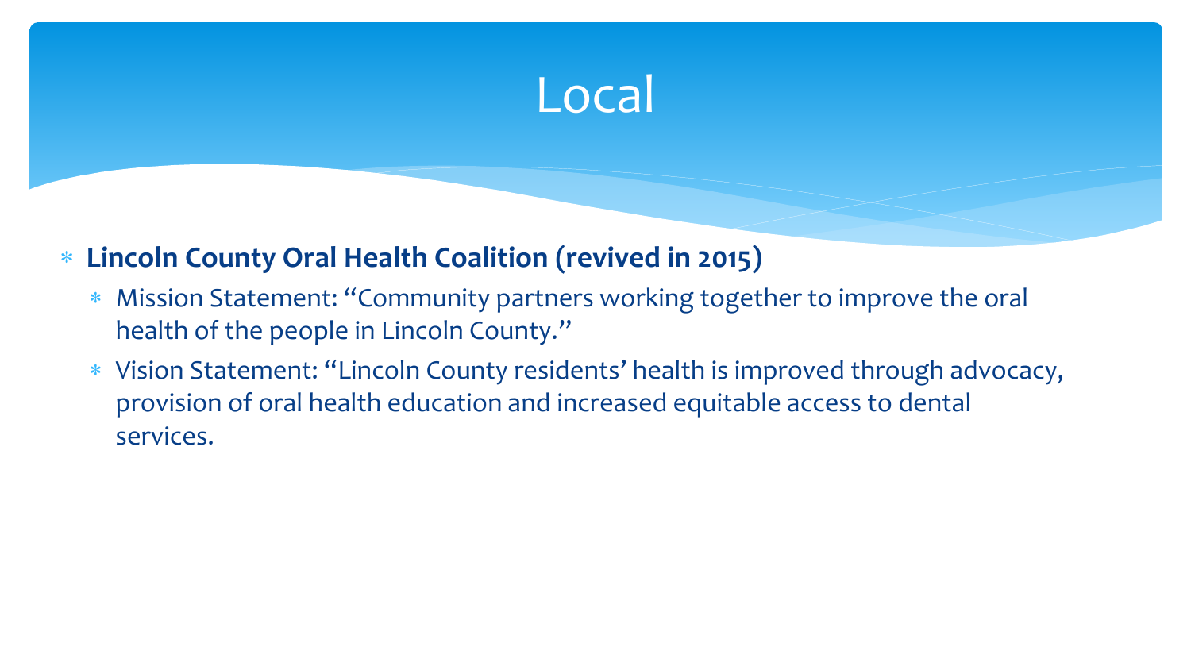# Local

- **Lincoln County Oral Health Coalition (revived in 2015)**
  - Mission Statement: "Community partners working together to improve the oral health of the people in Lincoln County."
  - Vision Statement: "Lincoln County residents' health is improved through advocacy, provision of oral health education and increased equitable access to dental services.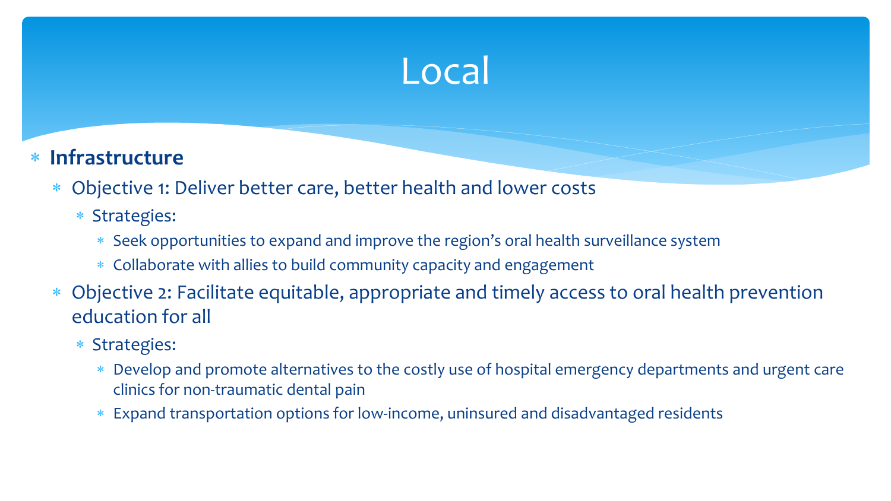# Local

- **Infrastructure**
  - Objective 1: Deliver better care, better health and lower costs
    - Strategies:
      - Seek opportunities to expand and improve the region's oral health surveillance system
      - Collaborate with allies to build community capacity and engagement
  - Objective 2: Facilitate equitable, appropriate and timely access to oral health prevention education for all
    - Strategies:
      - Develop and promote alternatives to the costly use of hospital emergency departments and urgent care clinics for non-traumatic dental pain
      - Expand transportation options for low-income, uninsured and disadvantaged residents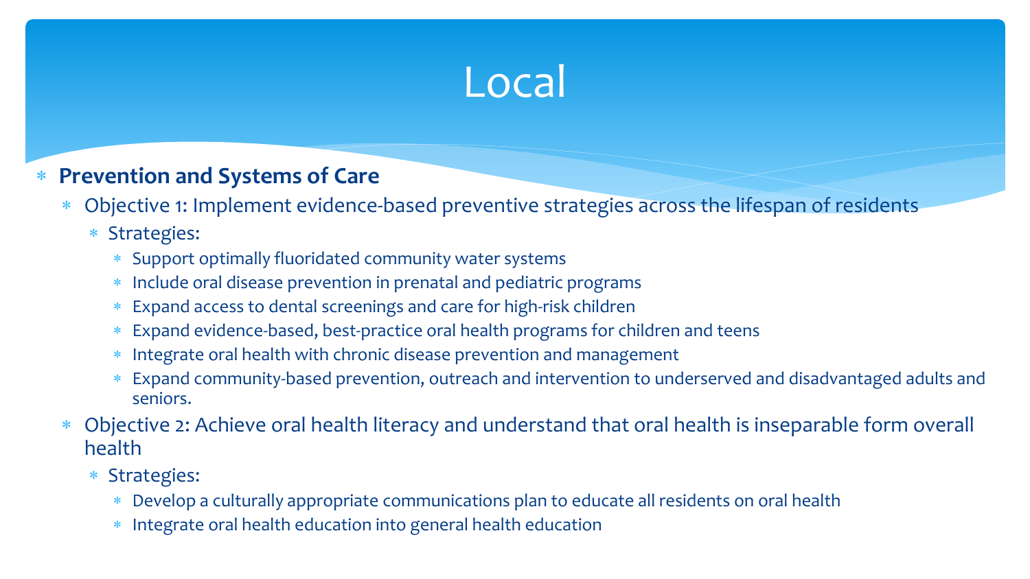# Local

- **Prevention and Systems of Care**
  - Objective 1: Implement evidence-based preventive strategies across the lifespan of residents
    - Strategies:
      - Support optimally fluoridated community water systems
      - Include oral disease prevention in prenatal and pediatric programs
      - Expand access to dental screenings and care for high-risk children
      - Expand evidence-based, best-practice oral health programs for children and teens
      - Integrate oral health with chronic disease prevention and management
      - Expand community-based prevention, outreach and intervention to underserved and disadvantaged adults and seniors.
  - Objective 2: Achieve oral health literacy and understand that oral health is inseparable form overall health
    - Strategies:
      - Develop a culturally appropriate communications plan to educate all residents on oral health
      - Integrate oral health education into general health education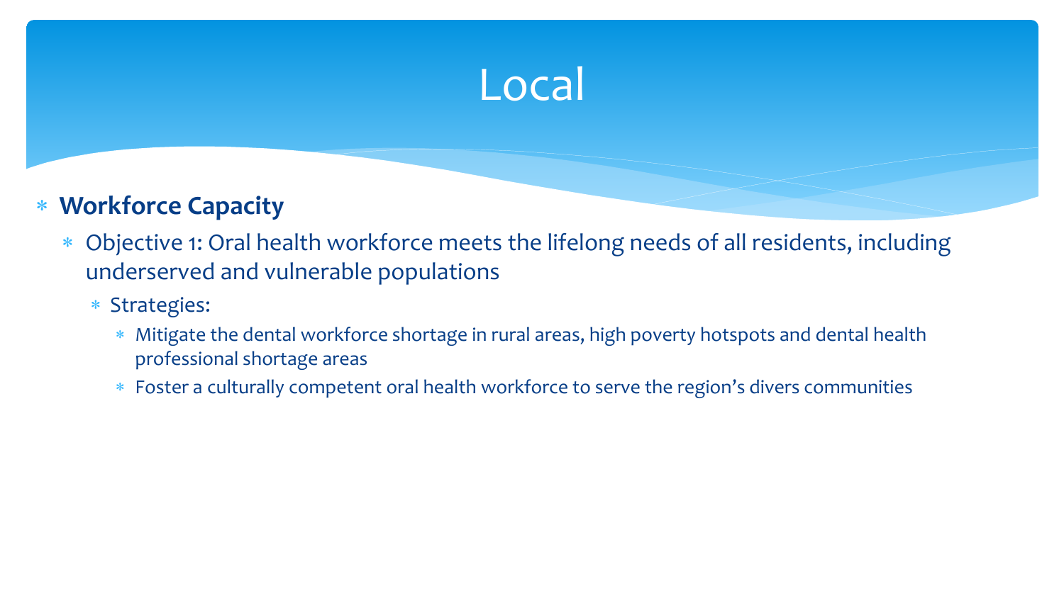# Local

- **Workforce Capacity**
  - Objective 1: Oral health workforce meets the lifelong needs of all residents, including underserved and vulnerable populations
    - Strategies:
      - Mitigate the dental workforce shortage in rural areas, high poverty hotspots and dental health professional shortage areas
      - Foster a culturally competent oral health workforce to serve the region's divers communities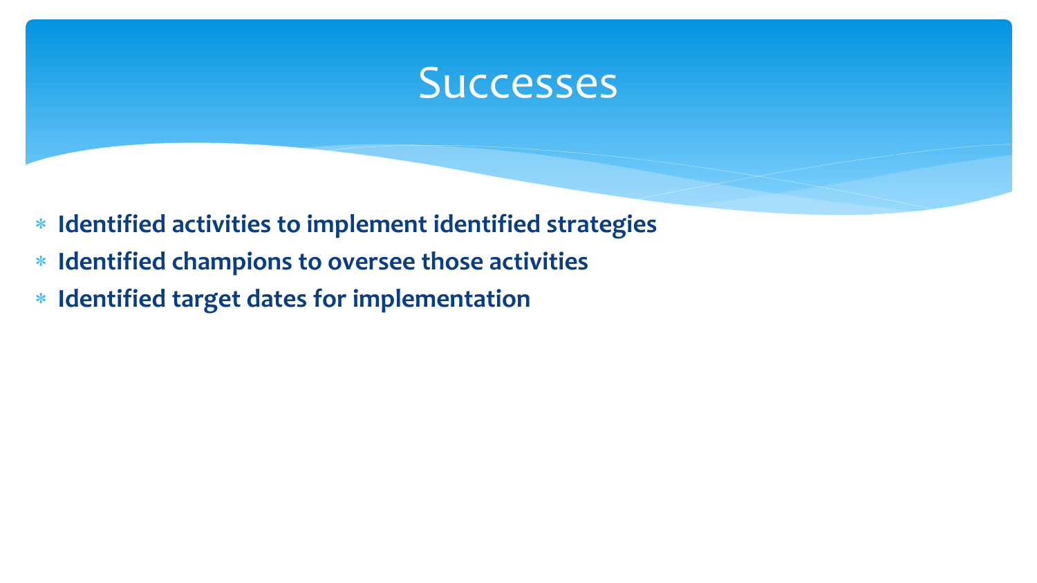# Successes

- **Identified activities to implement identified strategies**
- **Identified champions to oversee those activities**
- **Identified target dates for implementation**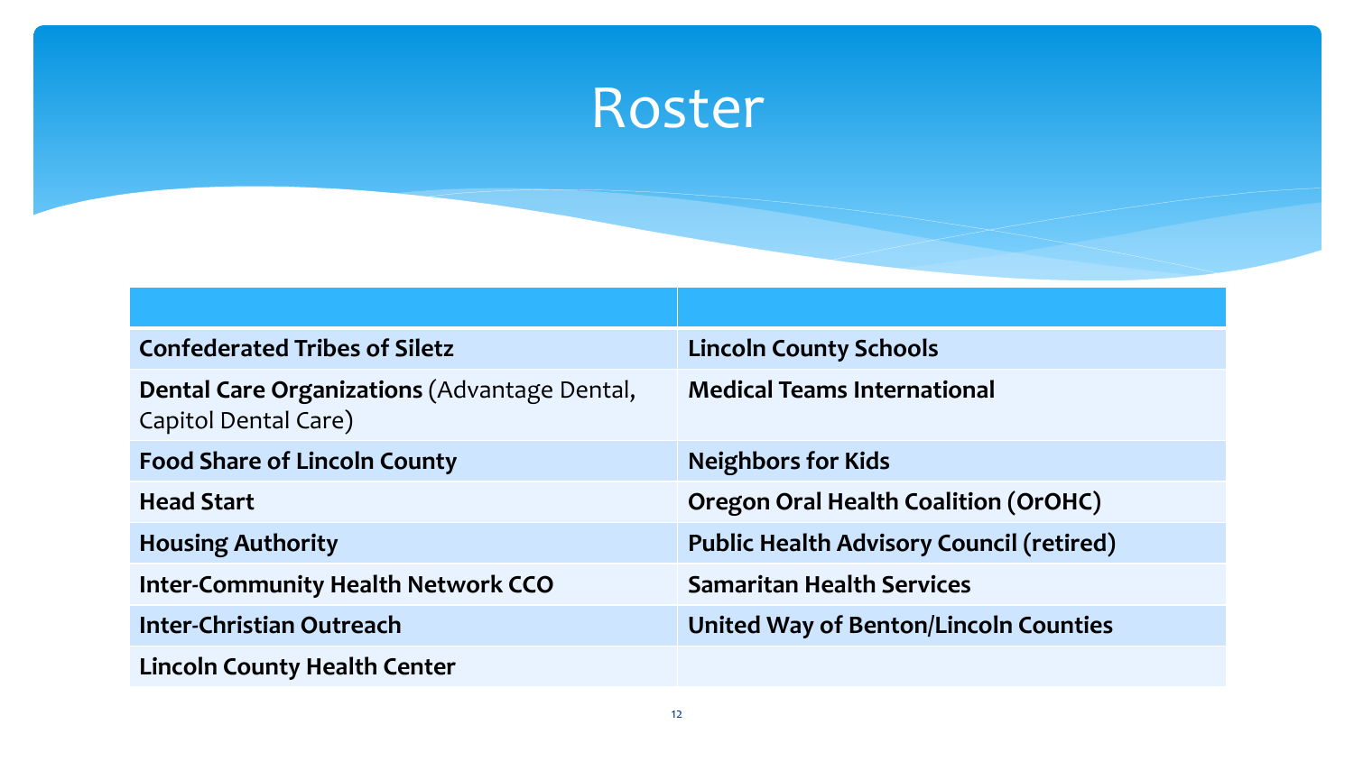# Roster

| | |
|---|---|
| **Confederated Tribes of Siletz** | **Lincoln County Schools** |
| **Dental Care Organizations** (Advantage Dental, Capitol Dental Care) | **Medical Teams International** |
| **Food Share of Lincoln County** | **Neighbors for Kids** |
| **Head Start** | **Oregon Oral Health Coalition (OrOHC)** |
| **Housing Authority** | **Public Health Advisory Council (retired)** |
| **Inter-Community Health Network CCO** | **Samaritan Health Services** |
| **Inter-Christian Outreach** | **United Way of Benton/Lincoln Counties** |
| **Lincoln County Health Center** | |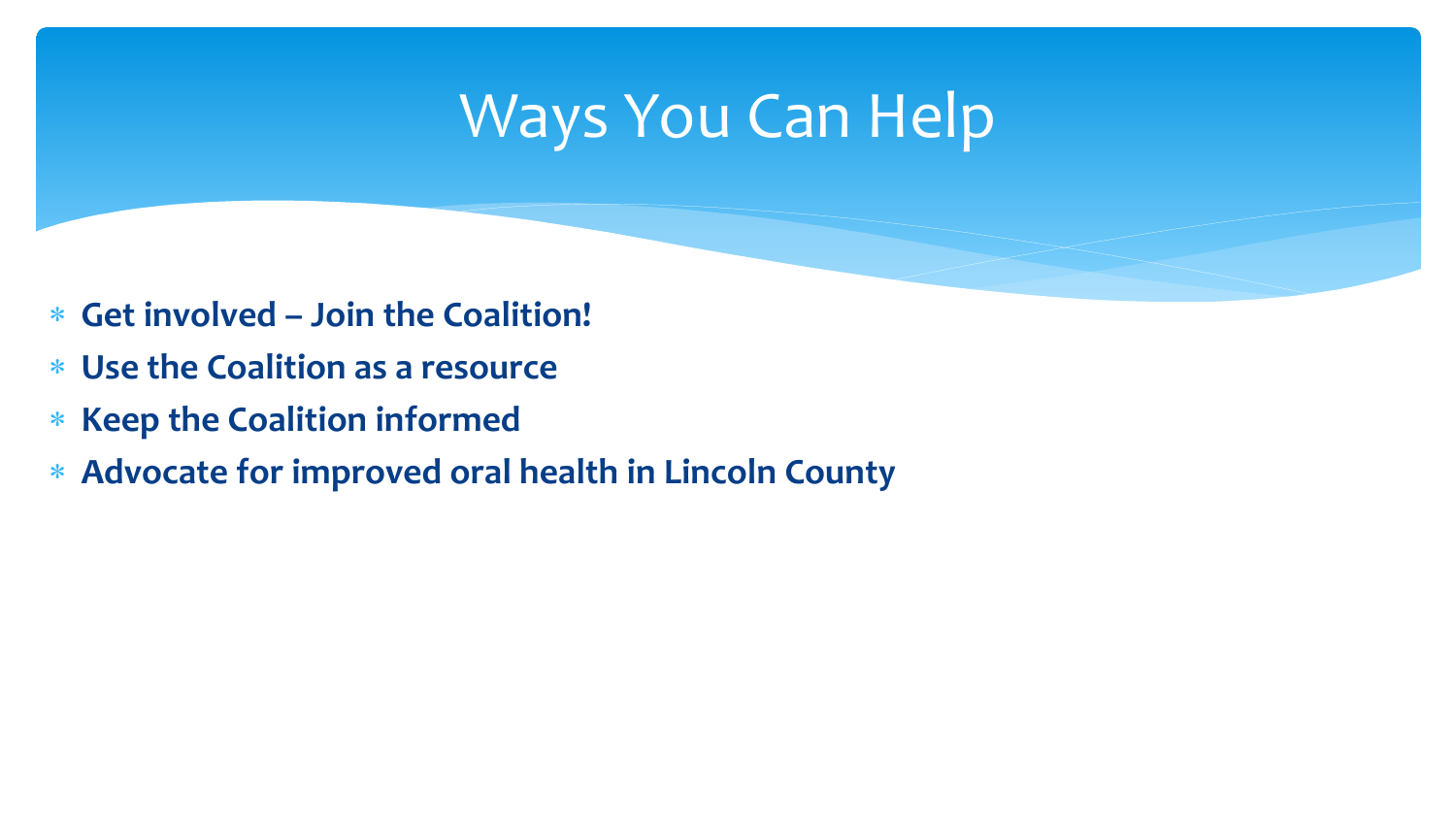# Ways You Can Help

- **Get involved – Join the Coalition!**
- **Use the Coalition as a resource**
- **Keep the Coalition informed**
- **Advocate for improved oral health in Lincoln County**